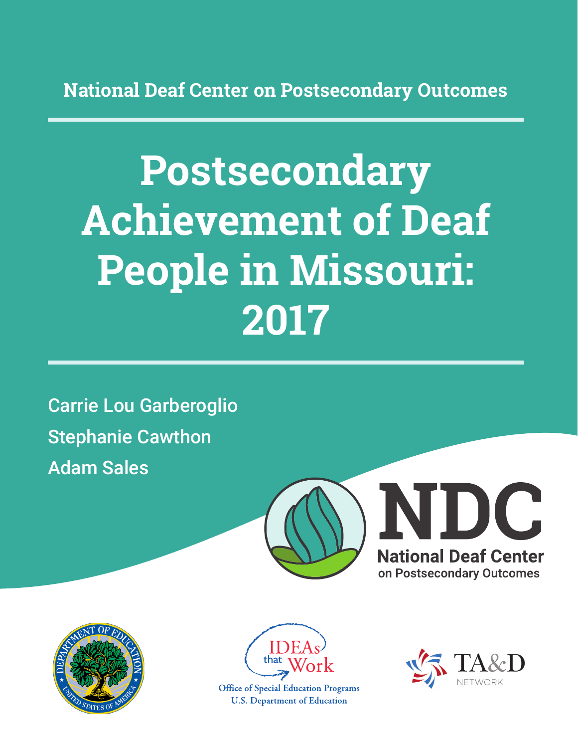National Deaf Center on Postsecondary Outcomes

# Postsecondary Achievement of Deaf People in Missouri: 2017

Carrie Lou Garberoglio

Stephanie Cawthon

Adam Sales

NDC

National Deaf Center on Postsecondary Outcomes

IDEAs that Work

Office of Special Education Programs
U.S. Department of Education

TA&D NETWORK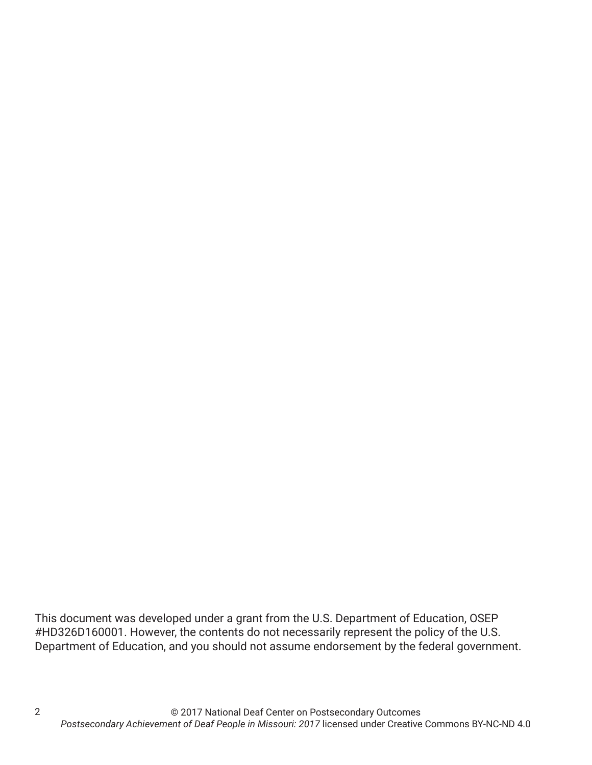This document was developed under a grant from the U.S. Department of Education, OSEP #HD326D160001. However, the contents do not necessarily represent the policy of the U.S. Department of Education, and you should not assume endorsement by the federal government.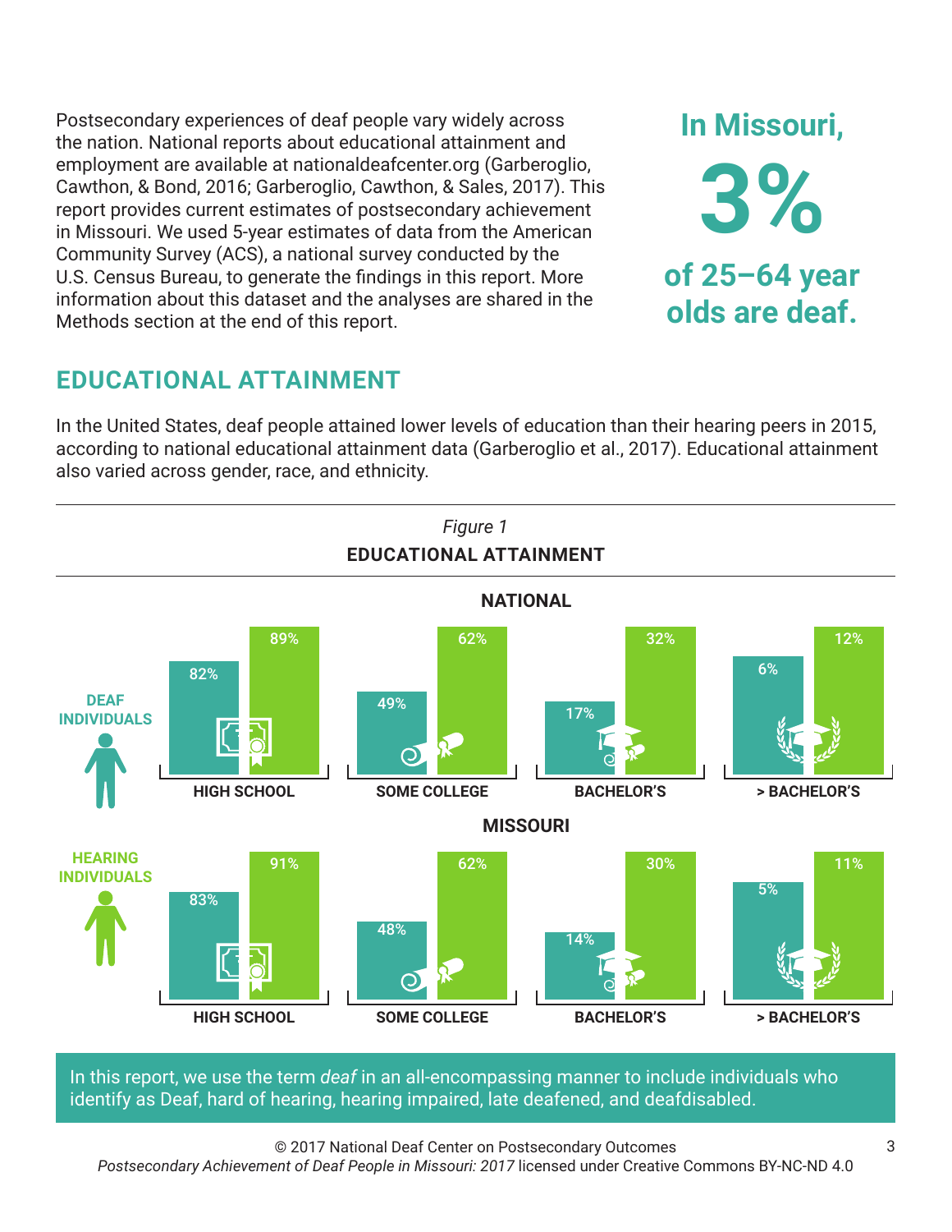Postsecondary experiences of deaf people vary widely across the nation. National reports about educational attainment and employment are available at nationaldeafcenter.org (Garberoglio, Cawthon, & Bond, 2016; Garberoglio, Cawthon, & Sales, 2017). This report provides current estimates of postsecondary achievement in Missouri. We used 5-year estimates of data from the American Community Survey (ACS), a national survey conducted by the U.S. Census Bureau, to generate the findings in this report. More information about this dataset and the analyses are shared in the Methods section at the end of this report.

**In Missouri, 3% of 25–64 year olds are deaf.**

## EDUCATIONAL ATTAINMENT

In the United States, deaf people attained lower levels of education than their hearing peers in 2015, according to national educational attainment data (Garberoglio et al., 2017). Educational attainment also varied across gender, race, and ethnicity.

*Figure 1*

**EDUCATIONAL ATTAINMENT**

**NATIONAL**

| | HIGH SCHOOL | SOME COLLEGE | BACHELOR'S | > BACHELOR'S |
|---|---|---|---|---|
| DEAF INDIVIDUALS | 82% | 49% | 17% | 6% |
| HEARING INDIVIDUALS | 89% | 62% | 32% | 12% |

**MISSOURI**

| | HIGH SCHOOL | SOME COLLEGE | BACHELOR'S | > BACHELOR'S |
|---|---|---|---|---|
| DEAF INDIVIDUALS | 83% | 48% | 14% | 5% |
| HEARING INDIVIDUALS | 91% | 62% | 30% | 11% |

In this report, we use the term *deaf* in an all-encompassing manner to include individuals who identify as Deaf, hard of hearing, hearing impaired, late deafened, and deafdisabled.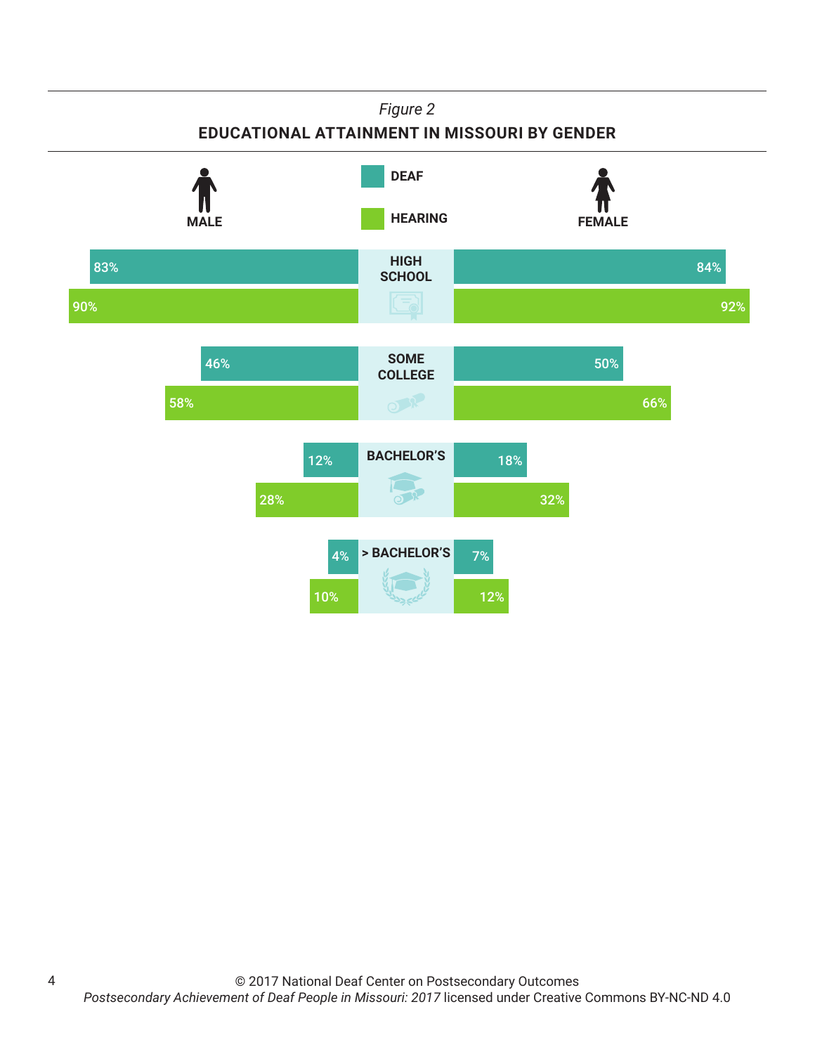*Figure 2*

**EDUCATIONAL ATTAINMENT IN MISSOURI BY GENDER**

| | Male – Deaf | Male – Hearing | Female – Deaf | Female – Hearing |
|---|---|---|---|---|
| HIGH SCHOOL | 83% | 90% | 84% | 92% |
| SOME COLLEGE | 46% | 58% | 50% | 66% |
| BACHELOR'S | 12% | 28% | 18% | 32% |
| > BACHELOR'S | 4% | 10% | 7% | 12% |

© 2017 National Deaf Center on Postsecondary Outcomes
*Postsecondary Achievement of Deaf People in Missouri: 2017* licensed under Creative Commons BY-NC-ND 4.0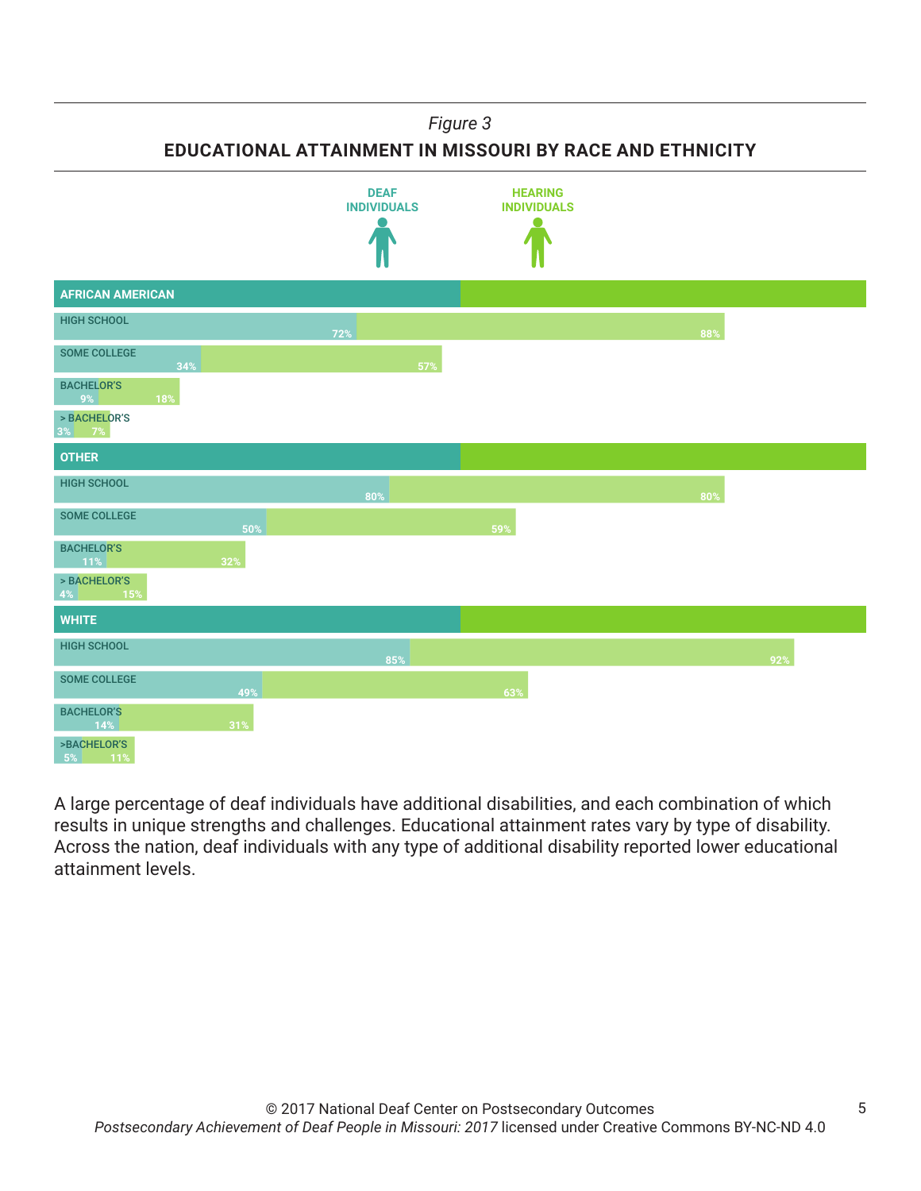*Figure 3*

**EDUCATIONAL ATTAINMENT IN MISSOURI BY RACE AND ETHNICITY**

| | DEAF INDIVIDUALS | HEARING INDIVIDUALS |
|---|---|---|
| **AFRICAN AMERICAN** | | |
| HIGH SCHOOL | 72% | 88% |
| SOME COLLEGE | 34% | 57% |
| BACHELOR'S | 9% | 18% |
| > BACHELOR'S | 3% | 7% |
| **OTHER** | | |
| HIGH SCHOOL | 80% | 80% |
| SOME COLLEGE | 50% | 59% |
| BACHELOR'S | 11% | 32% |
| > BACHELOR'S | 4% | 15% |
| **WHITE** | | |
| HIGH SCHOOL | 85% | 92% |
| SOME COLLEGE | 49% | 63% |
| BACHELOR'S | 14% | 31% |
| >BACHELOR'S | 5% | 11% |

A large percentage of deaf individuals have additional disabilities, and each combination of which results in unique strengths and challenges. Educational attainment rates vary by type of disability. Across the nation, deaf individuals with any type of additional disability reported lower educational attainment levels.

© 2017 National Deaf Center on Postsecondary Outcomes
*Postsecondary Achievement of Deaf People in Missouri: 2017* licensed under Creative Commons BY-NC-ND 4.0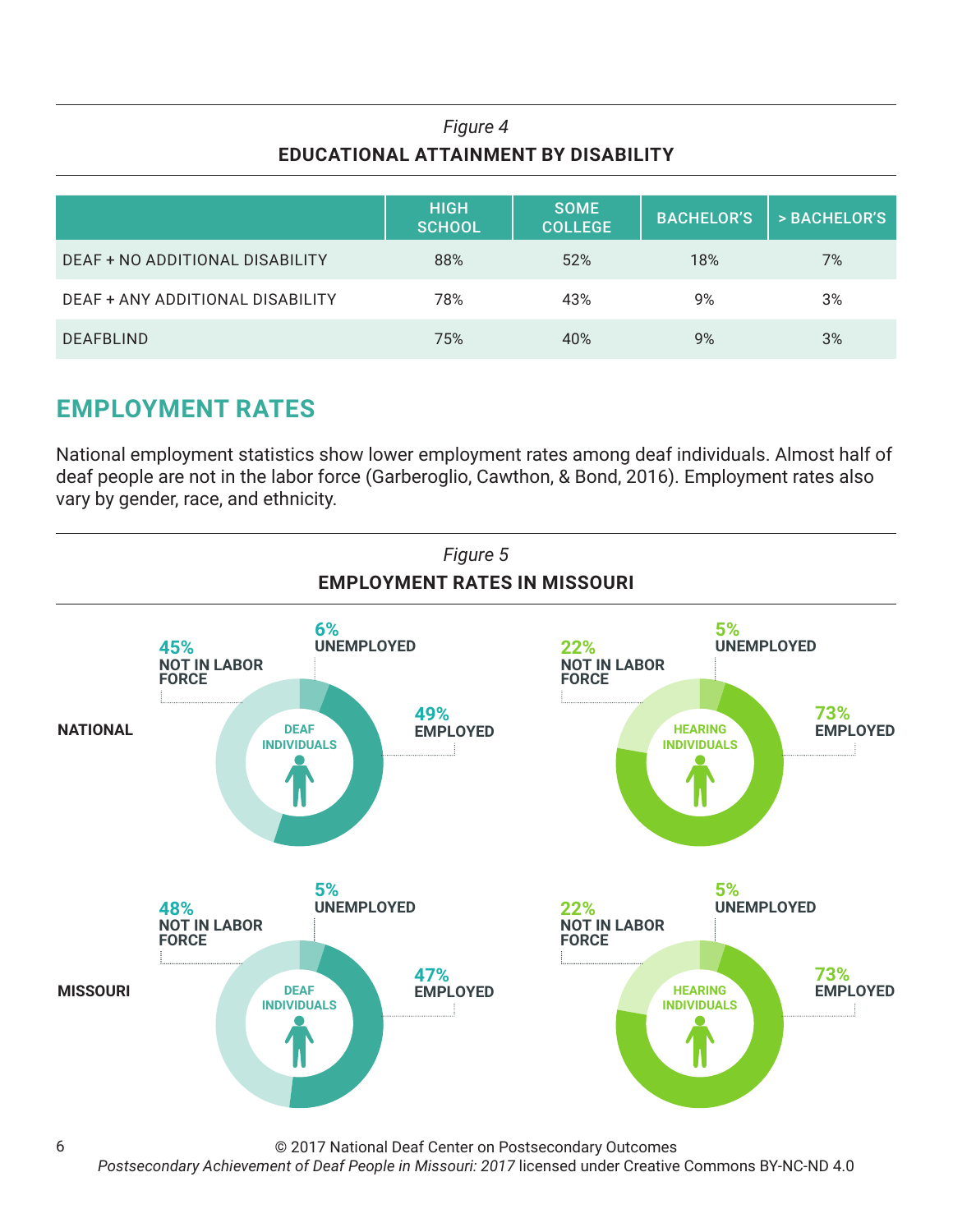*Figure 4*

**EDUCATIONAL ATTAINMENT BY DISABILITY**

| | HIGH SCHOOL | SOME COLLEGE | BACHELOR'S | > BACHELOR'S |
|---|---|---|---|---|
| DEAF + NO ADDITIONAL DISABILITY | 88% | 52% | 18% | 7% |
| DEAF + ANY ADDITIONAL DISABILITY | 78% | 43% | 9% | 3% |
| DEAFBLIND | 75% | 40% | 9% | 3% |

## EMPLOYMENT RATES

National employment statistics show lower employment rates among deaf individuals. Almost half of deaf people are not in the labor force (Garberoglio, Cawthon, & Bond, 2016). Employment rates also vary by gender, race, and ethnicity.

*Figure 5*

**EMPLOYMENT RATES IN MISSOURI**

| | | EMPLOYED | UNEMPLOYED | NOT IN LABOR FORCE |
|---|---|---|---|---|
| NATIONAL | DEAF INDIVIDUALS | 49% | 6% | 45% |
| NATIONAL | HEARING INDIVIDUALS | 73% | 5% | 22% |
| MISSOURI | DEAF INDIVIDUALS | 47% | 5% | 48% |
| MISSOURI | HEARING INDIVIDUALS | 73% | 5% | 22% |

© 2017 National Deaf Center on Postsecondary Outcomes
*Postsecondary Achievement of Deaf People in Missouri: 2017* licensed under Creative Commons BY-NC-ND 4.0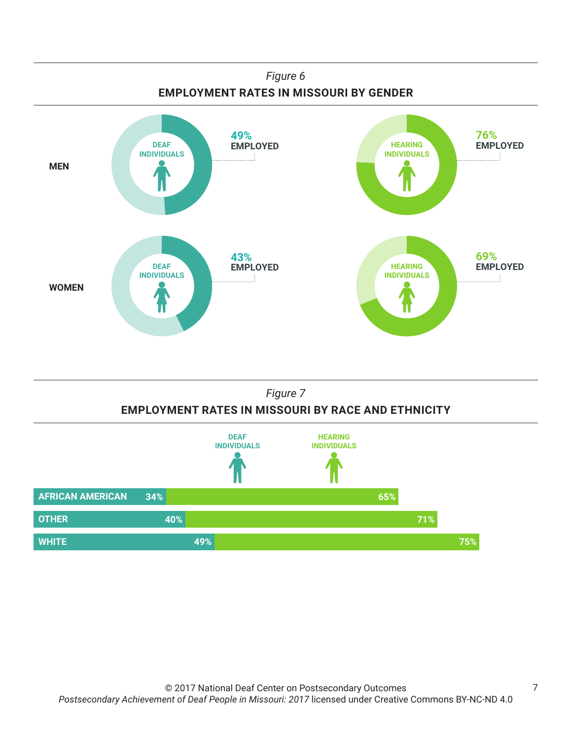*Figure 6*

**EMPLOYMENT RATES IN MISSOURI BY GENDER**

| | Deaf Individuals | Hearing Individuals |
|---|---|---|
| MEN | 49% EMPLOYED | 76% EMPLOYED |
| WOMEN | 43% EMPLOYED | 69% EMPLOYED |

*Figure 7*

**EMPLOYMENT RATES IN MISSOURI BY RACE AND ETHNICITY**

| | DEAF INDIVIDUALS | HEARING INDIVIDUALS |
|---|---|---|
| AFRICAN AMERICAN | 34% | 65% |
| OTHER | 40% | 71% |
| WHITE | 49% | 75% |

© 2017 National Deaf Center on Postsecondary Outcomes
*Postsecondary Achievement of Deaf People in Missouri: 2017* licensed under Creative Commons BY-NC-ND 4.0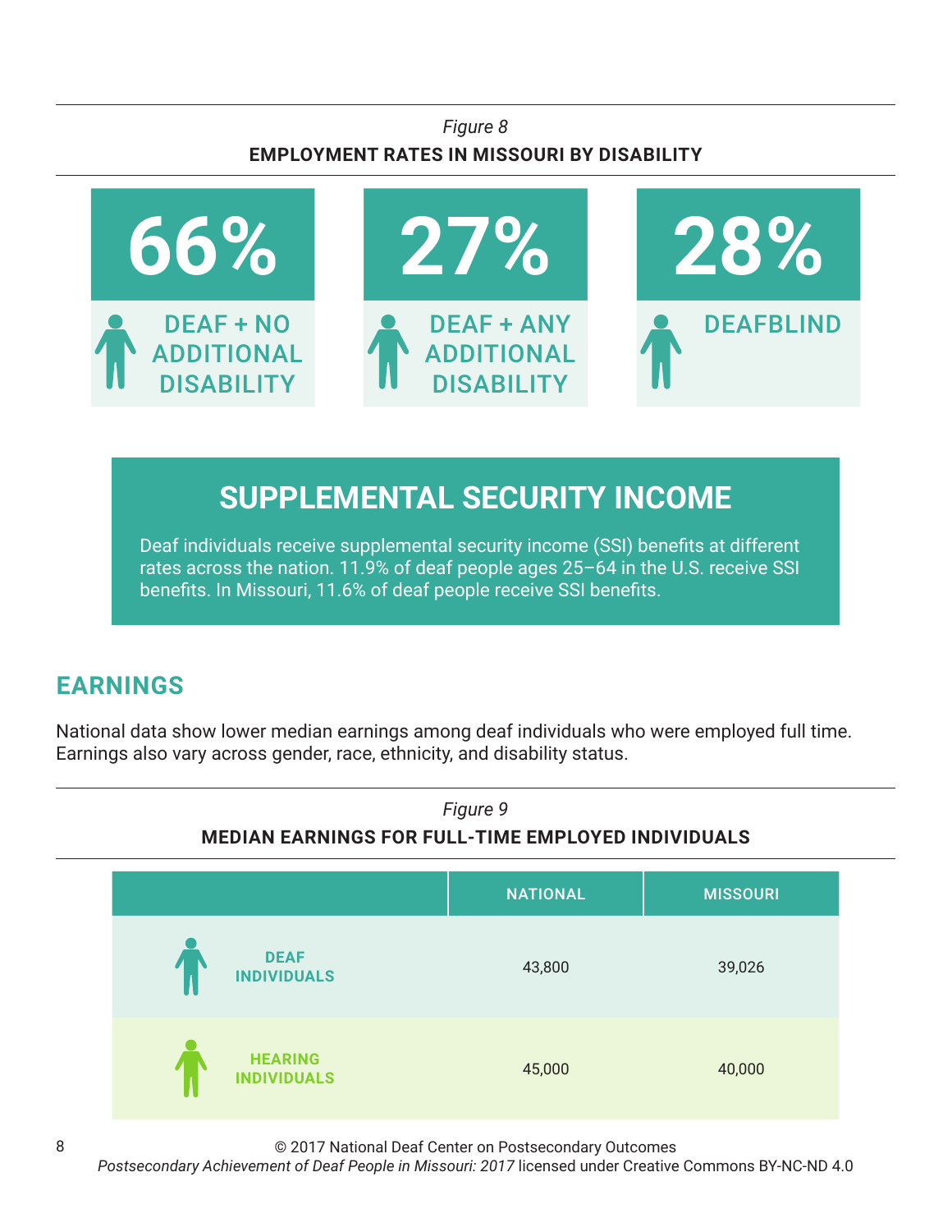*Figure 8*

**EMPLOYMENT RATES IN MISSOURI BY DISABILITY**

| 66% | 27% | 28% |
|---|---|---|
| DEAF + NO ADDITIONAL DISABILITY | DEAF + ANY ADDITIONAL DISABILITY | DEAFBLIND |

## SUPPLEMENTAL SECURITY INCOME

Deaf individuals receive supplemental security income (SSI) benefits at different rates across the nation. 11.9% of deaf people ages 25–64 in the U.S. receive SSI benefits. In Missouri, 11.6% of deaf people receive SSI benefits.

## EARNINGS

National data show lower median earnings among deaf individuals who were employed full time. Earnings also vary across gender, race, ethnicity, and disability status.

*Figure 9*

**MEDIAN EARNINGS FOR FULL-TIME EMPLOYED INDIVIDUALS**

| | NATIONAL | MISSOURI |
|---|---|---|
| DEAF INDIVIDUALS | 43,800 | 39,026 |
| HEARING INDIVIDUALS | 45,000 | 40,000 |

© 2017 National Deaf Center on Postsecondary Outcomes
*Postsecondary Achievement of Deaf People in Missouri: 2017* licensed under Creative Commons BY-NC-ND 4.0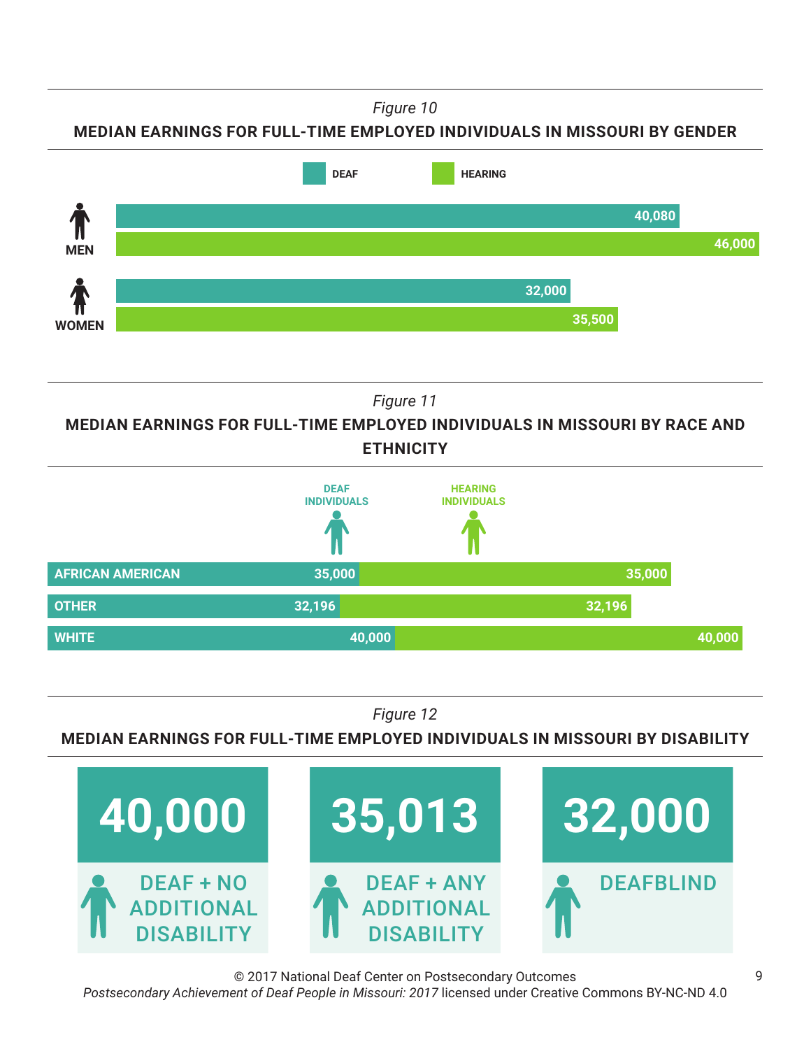*Figure 10*

**MEDIAN EARNINGS FOR FULL-TIME EMPLOYED INDIVIDUALS IN MISSOURI BY GENDER**

| | DEAF | HEARING |
|---|---|---|
| MEN | 40,080 | 46,000 |
| WOMEN | 32,000 | 35,500 |

*Figure 11*

**MEDIAN EARNINGS FOR FULL-TIME EMPLOYED INDIVIDUALS IN MISSOURI BY RACE AND ETHNICITY**

| | DEAF INDIVIDUALS | HEARING INDIVIDUALS |
|---|---|---|
| AFRICAN AMERICAN | 35,000 | 35,000 |
| OTHER | 32,196 | 32,196 |
| WHITE | 40,000 | 40,000 |

*Figure 12*

**MEDIAN EARNINGS FOR FULL-TIME EMPLOYED INDIVIDUALS IN MISSOURI BY DISABILITY**

| DEAF + NO ADDITIONAL DISABILITY | DEAF + ANY ADDITIONAL DISABILITY | DEAFBLIND |
|---|---|---|
| 40,000 | 35,013 | 32,000 |

© 2017 National Deaf Center on Postsecondary Outcomes
*Postsecondary Achievement of Deaf People in Missouri: 2017* licensed under Creative Commons BY-NC-ND 4.0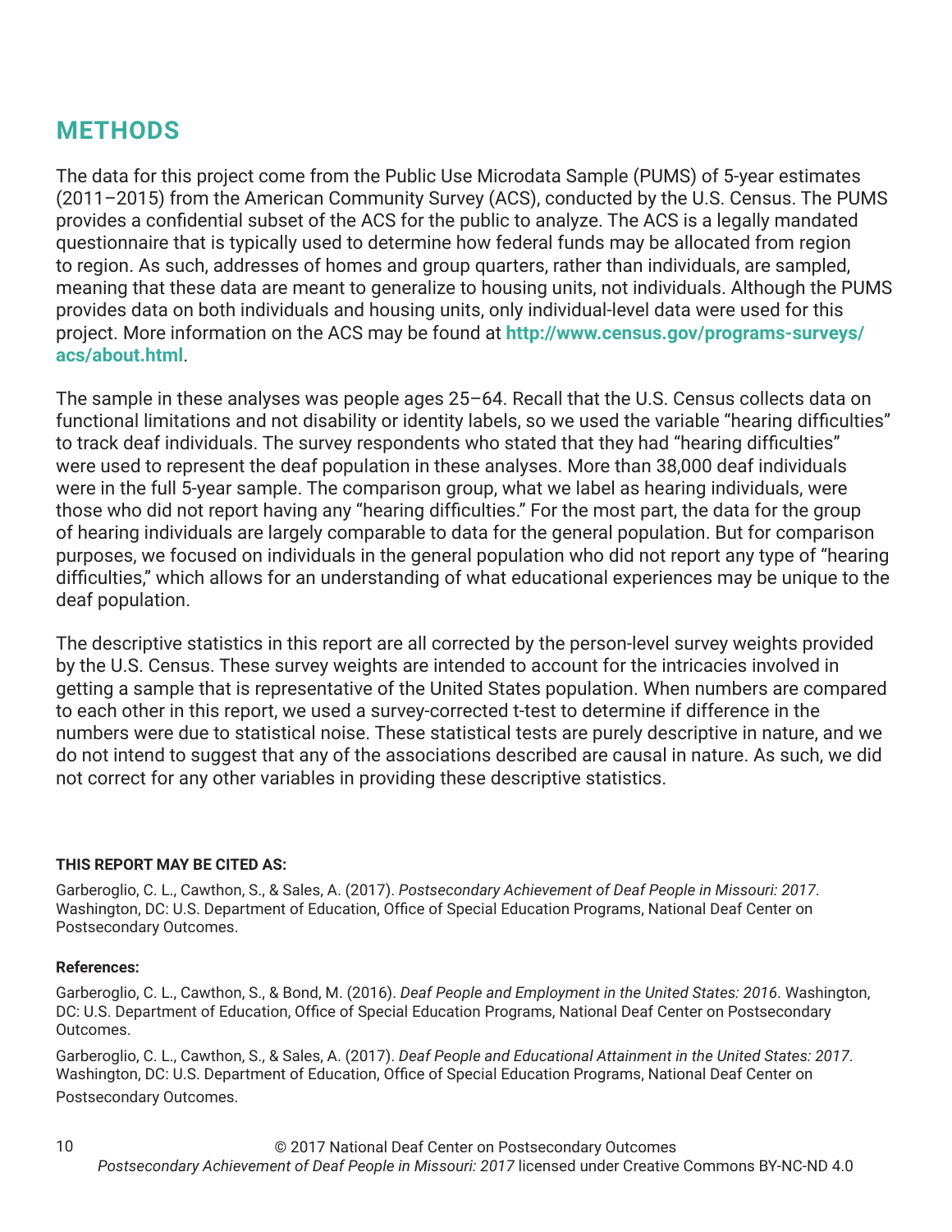## METHODS

The data for this project come from the Public Use Microdata Sample (PUMS) of 5-year estimates (2011–2015) from the American Community Survey (ACS), conducted by the U.S. Census. The PUMS provides a confidential subset of the ACS for the public to analyze. The ACS is a legally mandated questionnaire that is typically used to determine how federal funds may be allocated from region to region. As such, addresses of homes and group quarters, rather than individuals, are sampled, meaning that these data are meant to generalize to housing units, not individuals. Although the PUMS provides data on both individuals and housing units, only individual-level data were used for this project. More information on the ACS may be found at **http://www.census.gov/programs-surveys/acs/about.html**.

The sample in these analyses was people ages 25–64. Recall that the U.S. Census collects data on functional limitations and not disability or identity labels, so we used the variable "hearing difficulties" to track deaf individuals. The survey respondents who stated that they had "hearing difficulties" were used to represent the deaf population in these analyses. More than 38,000 deaf individuals were in the full 5-year sample. The comparison group, what we label as hearing individuals, were those who did not report having any "hearing difficulties." For the most part, the data for the group of hearing individuals are largely comparable to data for the general population. But for comparison purposes, we focused on individuals in the general population who did not report any type of "hearing difficulties," which allows for an understanding of what educational experiences may be unique to the deaf population.

The descriptive statistics in this report are all corrected by the person-level survey weights provided by the U.S. Census. These survey weights are intended to account for the intricacies involved in getting a sample that is representative of the United States population. When numbers are compared to each other in this report, we used a survey-corrected t-test to determine if difference in the numbers were due to statistical noise. These statistical tests are purely descriptive in nature, and we do not intend to suggest that any of the associations described are causal in nature. As such, we did not correct for any other variables in providing these descriptive statistics.

**THIS REPORT MAY BE CITED AS:**

Garberoglio, C. L., Cawthon, S., & Sales, A. (2017). *Postsecondary Achievement of Deaf People in Missouri: 2017*. Washington, DC: U.S. Department of Education, Office of Special Education Programs, National Deaf Center on Postsecondary Outcomes.

**References:**

Garberoglio, C. L., Cawthon, S., & Bond, M. (2016). *Deaf People and Employment in the United States: 2016*. Washington, DC: U.S. Department of Education, Office of Special Education Programs, National Deaf Center on Postsecondary Outcomes.

Garberoglio, C. L., Cawthon, S., & Sales, A. (2017). *Deaf People and Educational Attainment in the United States: 2017*. Washington, DC: U.S. Department of Education, Office of Special Education Programs, National Deaf Center on Postsecondary Outcomes.

© 2017 National Deaf Center on Postsecondary Outcomes
*Postsecondary Achievement of Deaf People in Missouri: 2017* licensed under Creative Commons BY-NC-ND 4.0